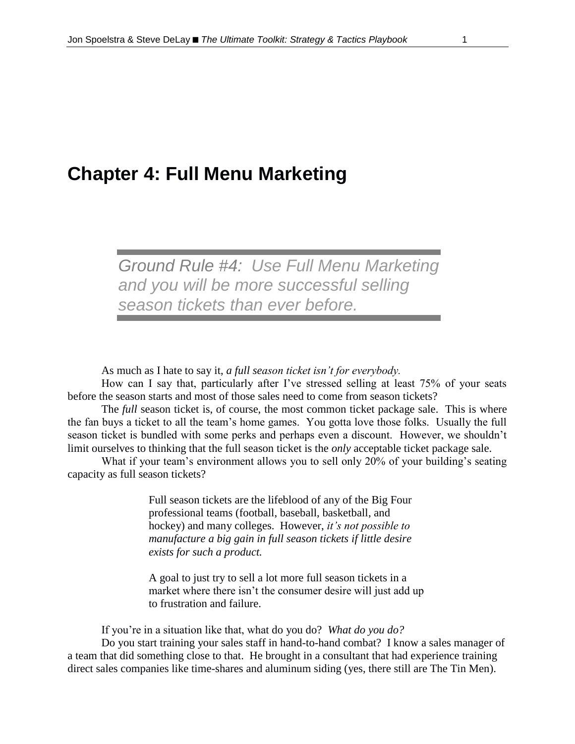# Chapter 4: Full Menu Marketing

> *Ground Rule #4: Use Full Menu Marketing and you will be more successful selling season tickets than ever before.*

As much as I hate to say it, *a full season ticket isn't for everybody.*

How can I say that, particularly after I've stressed selling at least 75% of your seats before the season starts and most of those sales need to come from season tickets?

The *full* season ticket is, of course, the most common ticket package sale. This is where the fan buys a ticket to all the team's home games. You gotta love those folks. Usually the full season ticket is bundled with some perks and perhaps even a discount. However, we shouldn't limit ourselves to thinking that the full season ticket is the *only* acceptable ticket package sale.

What if your team's environment allows you to sell only 20% of your building's seating capacity as full season tickets?

> Full season tickets are the lifeblood of any of the Big Four professional teams (football, baseball, basketball, and hockey) and many colleges. However, *it's not possible to manufacture a big gain in full season tickets if little desire exists for such a product.*
>
> A goal to just try to sell a lot more full season tickets in a market where there isn't the consumer desire will just add up to frustration and failure.

If you're in a situation like that, what do you do? *What do you do?*

Do you start training your sales staff in hand-to-hand combat? I know a sales manager of a team that did something close to that. He brought in a consultant that had experience training direct sales companies like time-shares and aluminum siding (yes, there still are The Tin Men).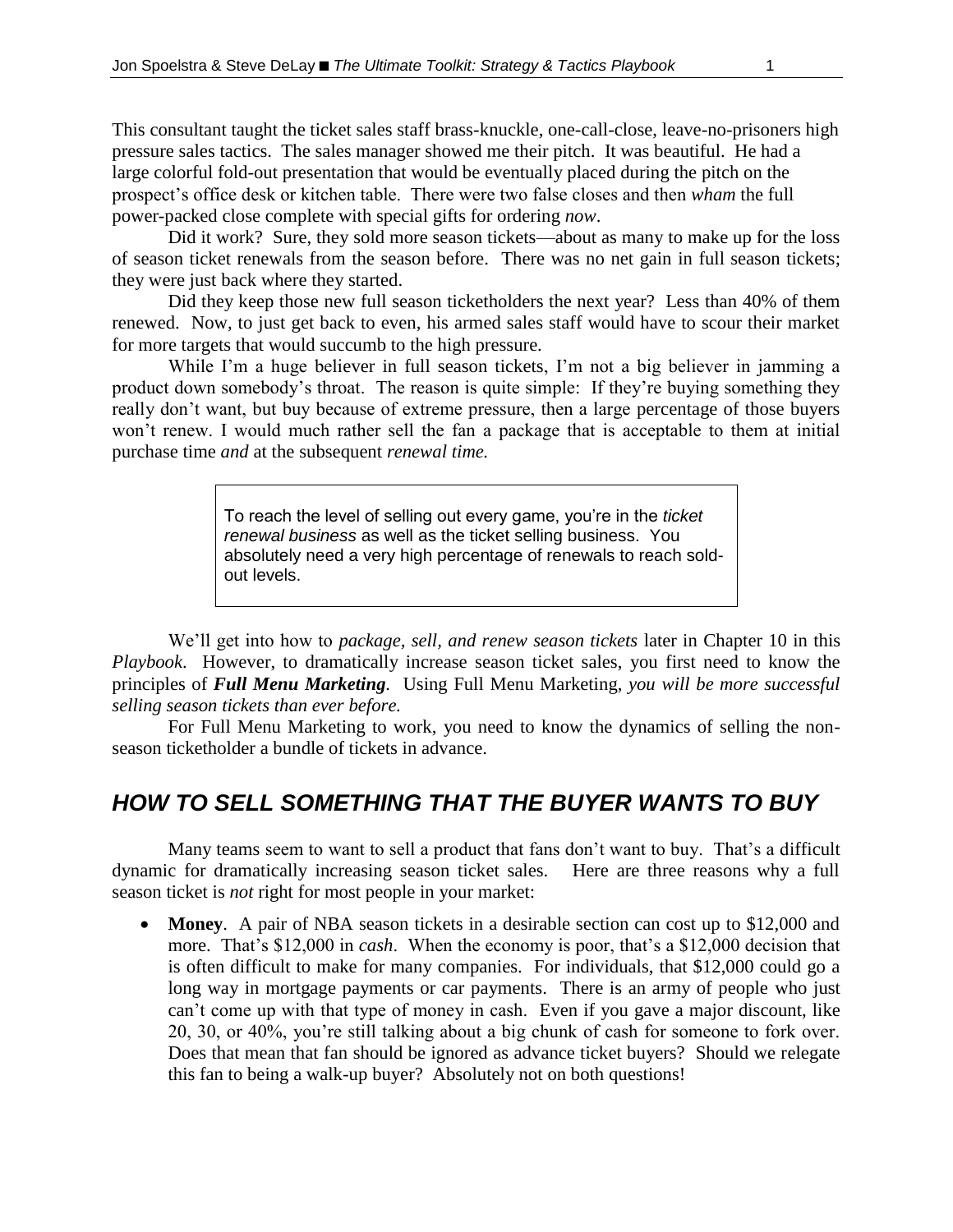This consultant taught the ticket sales staff brass-knuckle, one-call-close, leave-no-prisoners high pressure sales tactics. The sales manager showed me their pitch. It was beautiful. He had a large colorful fold-out presentation that would be eventually placed during the pitch on the prospect's office desk or kitchen table. There were two false closes and then *wham* the full power-packed close complete with special gifts for ordering *now*.

Did it work? Sure, they sold more season tickets—about as many to make up for the loss of season ticket renewals from the season before. There was no net gain in full season tickets; they were just back where they started.

Did they keep those new full season ticketholders the next year? Less than 40% of them renewed. Now, to just get back to even, his armed sales staff would have to scour their market for more targets that would succumb to the high pressure.

While I'm a huge believer in full season tickets, I'm not a big believer in jamming a product down somebody's throat. The reason is quite simple: If they're buying something they really don't want, but buy because of extreme pressure, then a large percentage of those buyers won't renew. I would much rather sell the fan a package that is acceptable to them at initial purchase time *and* at the subsequent *renewal time.*

> To reach the level of selling out every game, you're in the *ticket renewal business* as well as the ticket selling business. You absolutely need a very high percentage of renewals to reach sold-out levels.

We'll get into how to *package, sell, and renew season tickets* later in Chapter 10 in this *Playbook*. However, to dramatically increase season ticket sales, you first need to know the principles of ***Full Menu Marketing***. Using Full Menu Marketing, *you will be more successful selling season tickets than ever before.*

For Full Menu Marketing to work, you need to know the dynamics of selling the non-season ticketholder a bundle of tickets in advance.

## *HOW TO SELL SOMETHING THAT THE BUYER WANTS TO BUY*

Many teams seem to want to sell a product that fans don't want to buy. That's a difficult dynamic for dramatically increasing season ticket sales. Here are three reasons why a full season ticket is *not* right for most people in your market:

- **Money**. A pair of NBA season tickets in a desirable section can cost up to $12,000 and more. That's $12,000 in *cash*. When the economy is poor, that's a $12,000 decision that is often difficult to make for many companies. For individuals, that $12,000 could go a long way in mortgage payments or car payments. There is an army of people who just can't come up with that type of money in cash. Even if you gave a major discount, like 20, 30, or 40%, you're still talking about a big chunk of cash for someone to fork over. Does that mean that fan should be ignored as advance ticket buyers? Should we relegate this fan to being a walk-up buyer? Absolutely not on both questions!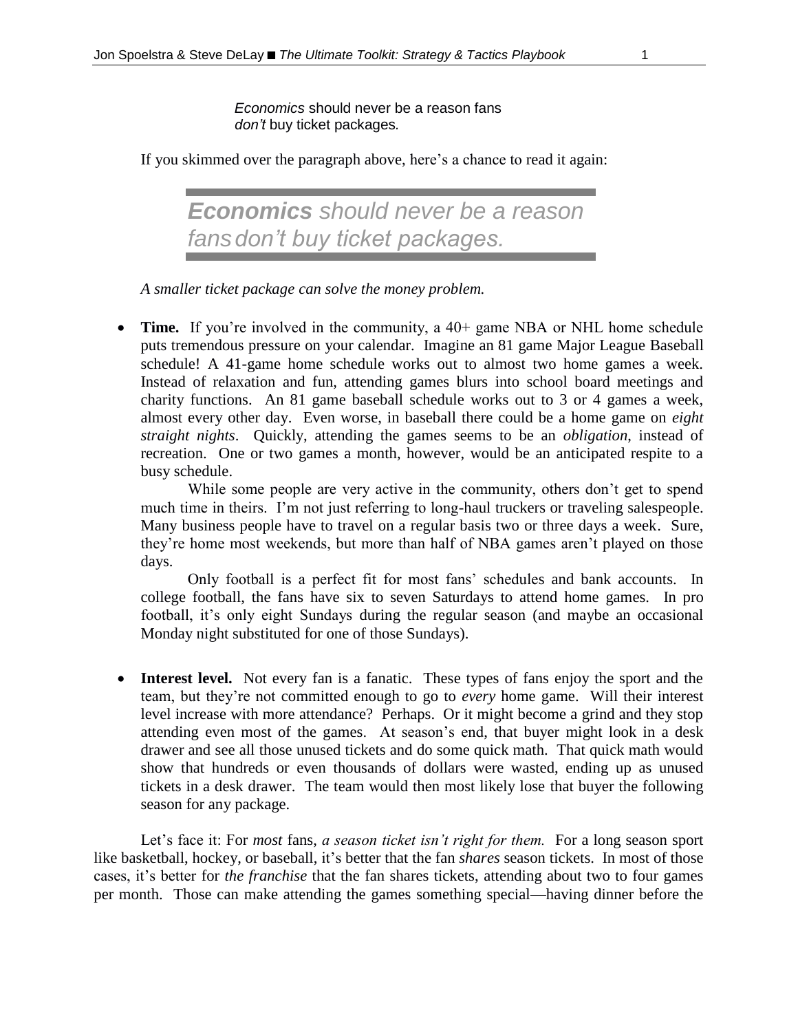*Economics* should never be a reason fans *don't* buy ticket packages.

If you skimmed over the paragraph above, here's a chance to read it again:

> ***Economics*** *should never be a reason fans don't buy ticket packages.*

*A smaller ticket package can solve the money problem.*

- **Time.** If you're involved in the community, a 40+ game NBA or NHL home schedule puts tremendous pressure on your calendar. Imagine an 81 game Major League Baseball schedule! A 41-game home schedule works out to almost two home games a week. Instead of relaxation and fun, attending games blurs into school board meetings and charity functions. An 81 game baseball schedule works out to 3 or 4 games a week, almost every other day. Even worse, in baseball there could be a home game on *eight straight nights*. Quickly, attending the games seems to be an *obligation*, instead of recreation. One or two games a month, however, would be an anticipated respite to a busy schedule.

  While some people are very active in the community, others don't get to spend much time in theirs. I'm not just referring to long-haul truckers or traveling salespeople. Many business people have to travel on a regular basis two or three days a week. Sure, they're home most weekends, but more than half of NBA games aren't played on those days.

  Only football is a perfect fit for most fans' schedules and bank accounts. In college football, the fans have six to seven Saturdays to attend home games. In pro football, it's only eight Sundays during the regular season (and maybe an occasional Monday night substituted for one of those Sundays).

- **Interest level.** Not every fan is a fanatic. These types of fans enjoy the sport and the team, but they're not committed enough to go to *every* home game. Will their interest level increase with more attendance? Perhaps. Or it might become a grind and they stop attending even most of the games. At season's end, that buyer might look in a desk drawer and see all those unused tickets and do some quick math. That quick math would show that hundreds or even thousands of dollars were wasted, ending up as unused tickets in a desk drawer. The team would then most likely lose that buyer the following season for any package.

Let's face it: For *most* fans, *a season ticket isn't right for them.* For a long season sport like basketball, hockey, or baseball, it's better that the fan *shares* season tickets. In most of those cases, it's better for *the franchise* that the fan shares tickets, attending about two to four games per month. Those can make attending the games something special—having dinner before the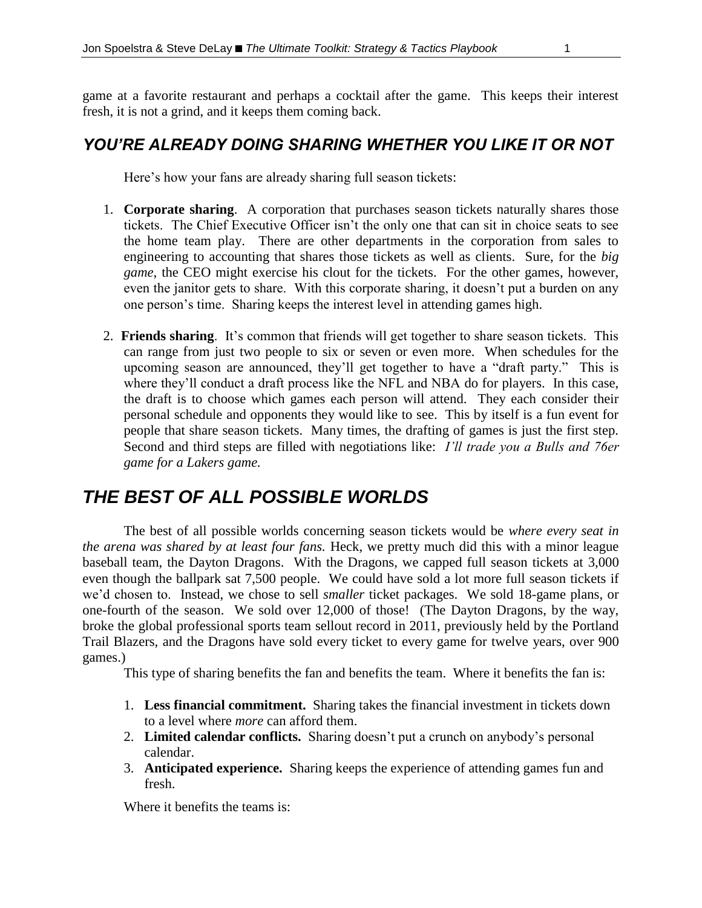game at a favorite restaurant and perhaps a cocktail after the game. This keeps their interest fresh, it is not a grind, and it keeps them coming back.

## *YOU'RE ALREADY DOING SHARING WHETHER YOU LIKE IT OR NOT*

Here's how your fans are already sharing full season tickets:

1. **Corporate sharing**. A corporation that purchases season tickets naturally shares those tickets. The Chief Executive Officer isn't the only one that can sit in choice seats to see the home team play. There are other departments in the corporation from sales to engineering to accounting that shares those tickets as well as clients. Sure, for the *big game*, the CEO might exercise his clout for the tickets. For the other games, however, even the janitor gets to share. With this corporate sharing, it doesn't put a burden on any one person's time. Sharing keeps the interest level in attending games high.

2. **Friends sharing**. It's common that friends will get together to share season tickets. This can range from just two people to six or seven or even more. When schedules for the upcoming season are announced, they'll get together to have a "draft party." This is where they'll conduct a draft process like the NFL and NBA do for players. In this case, the draft is to choose which games each person will attend. They each consider their personal schedule and opponents they would like to see. This by itself is a fun event for people that share season tickets. Many times, the drafting of games is just the first step. Second and third steps are filled with negotiations like: *I'll trade you a Bulls and 76er game for a Lakers game.*

# *THE BEST OF ALL POSSIBLE WORLDS*

The best of all possible worlds concerning season tickets would be *where every seat in the arena was shared by at least four fans.* Heck, we pretty much did this with a minor league baseball team, the Dayton Dragons. With the Dragons, we capped full season tickets at 3,000 even though the ballpark sat 7,500 people. We could have sold a lot more full season tickets if we'd chosen to. Instead, we chose to sell *smaller* ticket packages. We sold 18-game plans, or one-fourth of the season. We sold over 12,000 of those! (The Dayton Dragons, by the way, broke the global professional sports team sellout record in 2011, previously held by the Portland Trail Blazers, and the Dragons have sold every ticket to every game for twelve years, over 900 games.)

This type of sharing benefits the fan and benefits the team. Where it benefits the fan is:

1. **Less financial commitment.** Sharing takes the financial investment in tickets down to a level where *more* can afford them.
2. **Limited calendar conflicts.** Sharing doesn't put a crunch on anybody's personal calendar.
3. **Anticipated experience.** Sharing keeps the experience of attending games fun and fresh.

Where it benefits the teams is: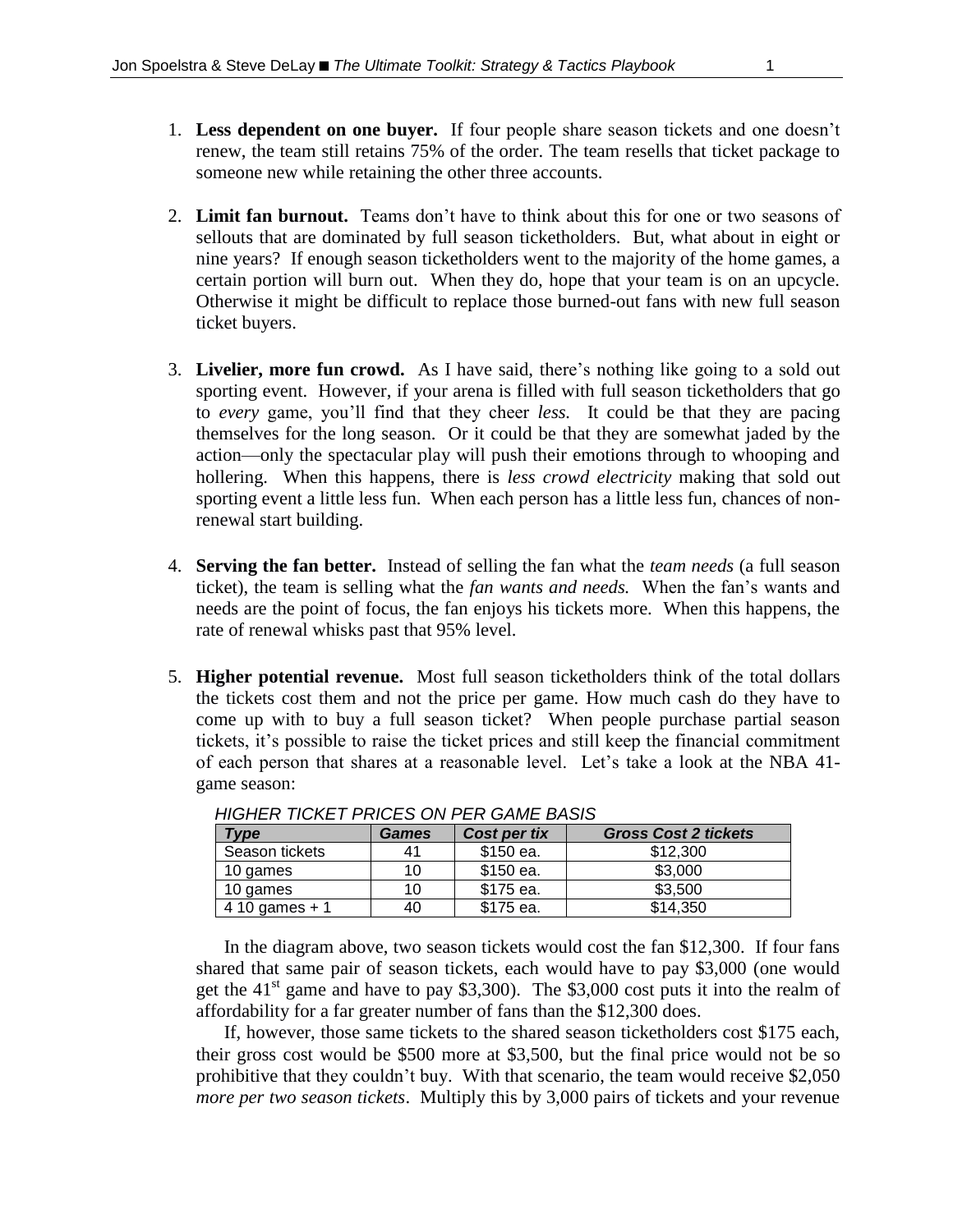1. **Less dependent on one buyer.** If four people share season tickets and one doesn't renew, the team still retains 75% of the order. The team resells that ticket package to someone new while retaining the other three accounts.

2. **Limit fan burnout.** Teams don't have to think about this for one or two seasons of sellouts that are dominated by full season ticketholders. But, what about in eight or nine years? If enough season ticketholders went to the majority of the home games, a certain portion will burn out. When they do, hope that your team is on an upcycle. Otherwise it might be difficult to replace those burned-out fans with new full season ticket buyers.

3. **Livelier, more fun crowd.** As I have said, there's nothing like going to a sold out sporting event. However, if your arena is filled with full season ticketholders that go to *every* game, you'll find that they cheer *less.* It could be that they are pacing themselves for the long season. Or it could be that they are somewhat jaded by the action—only the spectacular play will push their emotions through to whooping and hollering. When this happens, there is *less crowd electricity* making that sold out sporting event a little less fun. When each person has a little less fun, chances of non-renewal start building.

4. **Serving the fan better.** Instead of selling the fan what the *team needs* (a full season ticket), the team is selling what the *fan wants and needs.* When the fan's wants and needs are the point of focus, the fan enjoys his tickets more. When this happens, the rate of renewal whisks past that 95% level.

5. **Higher potential revenue.** Most full season ticketholders think of the total dollars the tickets cost them and not the price per game. How much cash do they have to come up with to buy a full season ticket? When people purchase partial season tickets, it's possible to raise the ticket prices and still keep the financial commitment of each person that shares at a reasonable level. Let's take a look at the NBA 41-game season:

*HIGHER TICKET PRICES ON PER GAME BASIS*

| *Type* | *Games* | *Cost per tix* | *Gross Cost 2 tickets* |
|---|---|---|---|
| Season tickets | 41 | $150 ea. | $12,300 |
| 10 games | 10 | $150 ea. | $3,000 |
| 10 games | 10 | $175 ea. | $3,500 |
| 4 10 games + 1 | 40 | $175 ea. | $14,350 |

In the diagram above, two season tickets would cost the fan $12,300. If four fans shared that same pair of season tickets, each would have to pay $3,000 (one would get the 41st game and have to pay $3,300). The $3,000 cost puts it into the realm of affordability for a far greater number of fans than the $12,300 does.

If, however, those same tickets to the shared season ticketholders cost $175 each, their gross cost would be $500 more at $3,500, but the final price would not be so prohibitive that they couldn't buy. With that scenario, the team would receive $2,050 *more per two season tickets*. Multiply this by 3,000 pairs of tickets and your revenue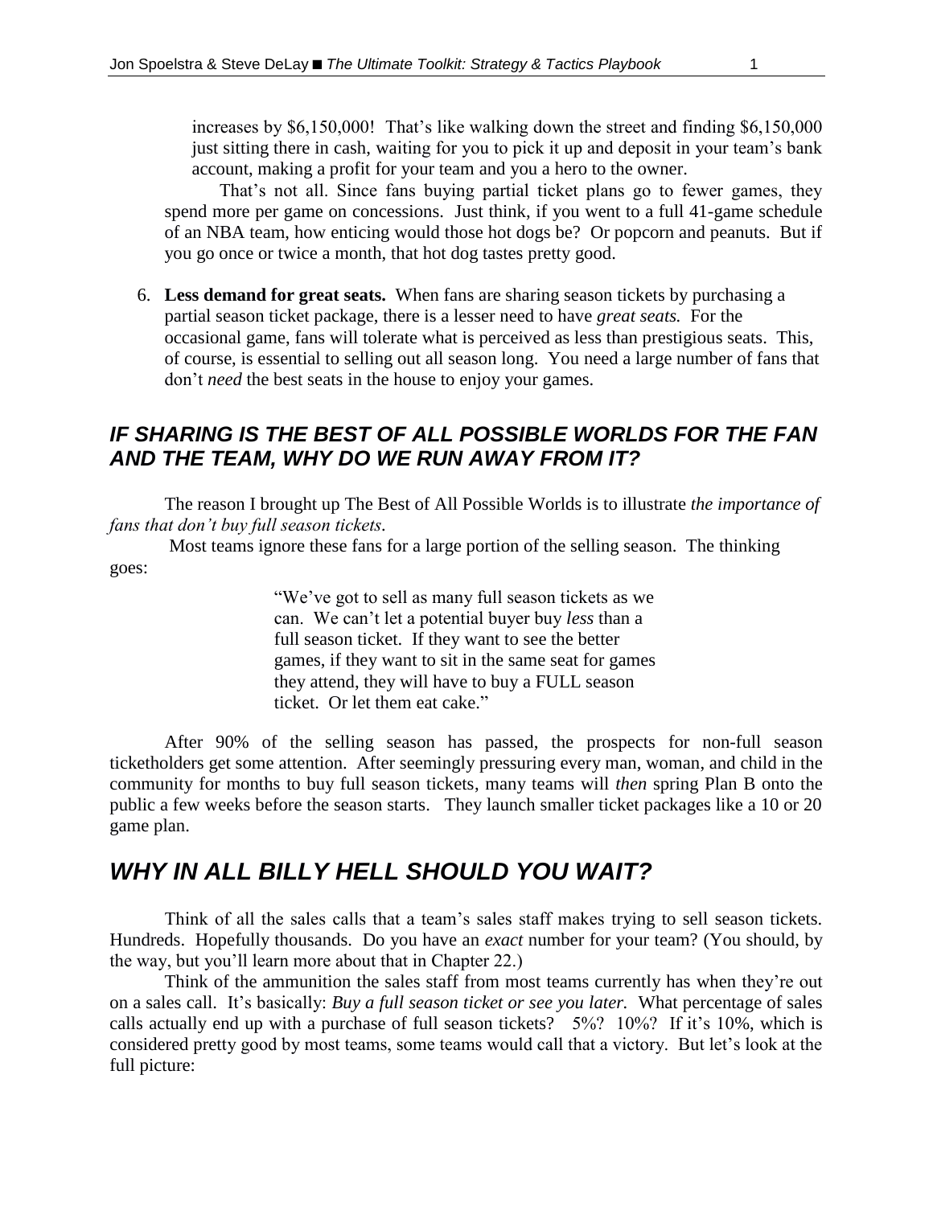increases by $6,150,000! That's like walking down the street and finding $6,150,000 just sitting there in cash, waiting for you to pick it up and deposit in your team's bank account, making a profit for your team and you a hero to the owner.

That's not all. Since fans buying partial ticket plans go to fewer games, they spend more per game on concessions. Just think, if you went to a full 41-game schedule of an NBA team, how enticing would those hot dogs be? Or popcorn and peanuts. But if you go once or twice a month, that hot dog tastes pretty good.

6. **Less demand for great seats.** When fans are sharing season tickets by purchasing a partial season ticket package, there is a lesser need to have *great seats.* For the occasional game, fans will tolerate what is perceived as less than prestigious seats. This, of course, is essential to selling out all season long. You need a large number of fans that don't *need* the best seats in the house to enjoy your games.

## *IF SHARING IS THE BEST OF ALL POSSIBLE WORLDS FOR THE FAN AND THE TEAM, WHY DO WE RUN AWAY FROM IT?*

The reason I brought up The Best of All Possible Worlds is to illustrate *the importance of fans that don't buy full season tickets*.

Most teams ignore these fans for a large portion of the selling season. The thinking goes:

> "We've got to sell as many full season tickets as we can. We can't let a potential buyer buy *less* than a full season ticket. If they want to see the better games, if they want to sit in the same seat for games they attend, they will have to buy a FULL season ticket. Or let them eat cake."

After 90% of the selling season has passed, the prospects for non-full season ticketholders get some attention. After seemingly pressuring every man, woman, and child in the community for months to buy full season tickets, many teams will *then* spring Plan B onto the public a few weeks before the season starts. They launch smaller ticket packages like a 10 or 20 game plan.

## *WHY IN ALL BILLY HELL SHOULD YOU WAIT?*

Think of all the sales calls that a team's sales staff makes trying to sell season tickets. Hundreds. Hopefully thousands. Do you have an *exact* number for your team? (You should, by the way, but you'll learn more about that in Chapter 22.)

Think of the ammunition the sales staff from most teams currently has when they're out on a sales call. It's basically: *Buy a full season ticket or see you later.* What percentage of sales calls actually end up with a purchase of full season tickets? 5%? 10%? If it's 10%, which is considered pretty good by most teams, some teams would call that a victory. But let's look at the full picture: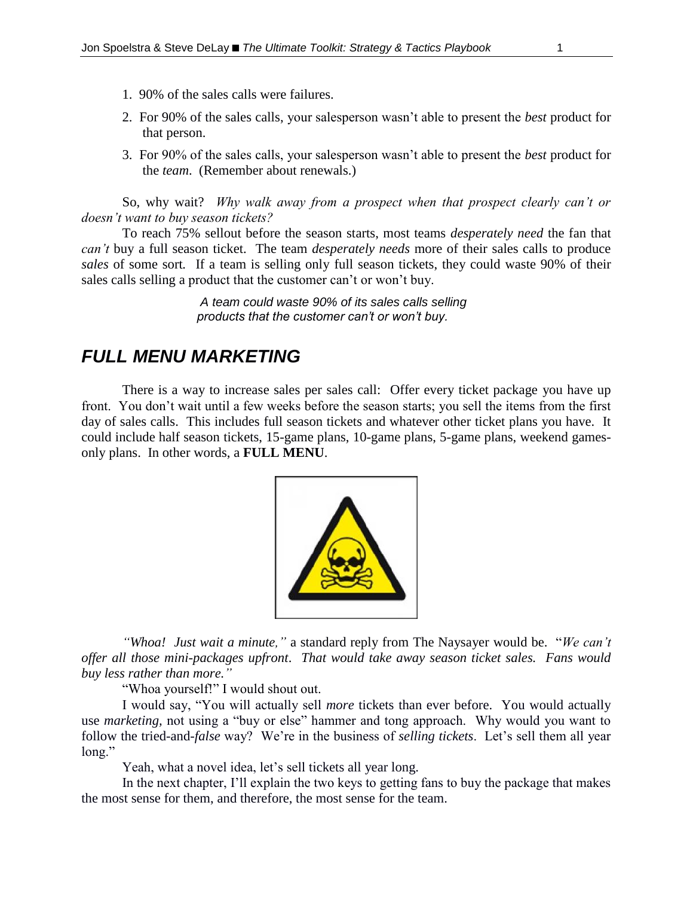1. 90% of the sales calls were failures.
2. For 90% of the sales calls, your salesperson wasn't able to present the *best* product for that person.
3. For 90% of the sales calls, your salesperson wasn't able to present the *best* product for the *team*. (Remember about renewals.)

So, why wait? *Why walk away from a prospect when that prospect clearly can't or doesn't want to buy season tickets?*

To reach 75% sellout before the season starts, most teams *desperately need* the fan that *can't* buy a full season ticket. The team *desperately needs* more of their sales calls to produce *sales* of some sort. If a team is selling only full season tickets, they could waste 90% of their sales calls selling a product that the customer can't or won't buy.

*A team could waste 90% of its sales calls selling products that the customer can't or won't buy.*

## *FULL MENU MARKETING*

There is a way to increase sales per sales call: Offer every ticket package you have up front. You don't wait until a few weeks before the season starts; you sell the items from the first day of sales calls. This includes full season tickets and whatever other ticket plans you have. It could include half season tickets, 15-game plans, 10-game plans, 5-game plans, weekend games-only plans. In other words, a **FULL MENU**.

*"Whoa! Just wait a minute,"* a standard reply from The Naysayer would be. "*We can't offer all those mini-packages upfront. That would take away season ticket sales. Fans would buy less rather than more."*

"Whoa yourself!" I would shout out.

I would say, "You will actually sell *more* tickets than ever before. You would actually use *marketing*, not using a "buy or else" hammer and tong approach. Why would you want to follow the tried-and-*false* way? We're in the business of *selling tickets*. Let's sell them all year long."

Yeah, what a novel idea, let's sell tickets all year long.

In the next chapter, I'll explain the two keys to getting fans to buy the package that makes the most sense for them, and therefore, the most sense for the team.